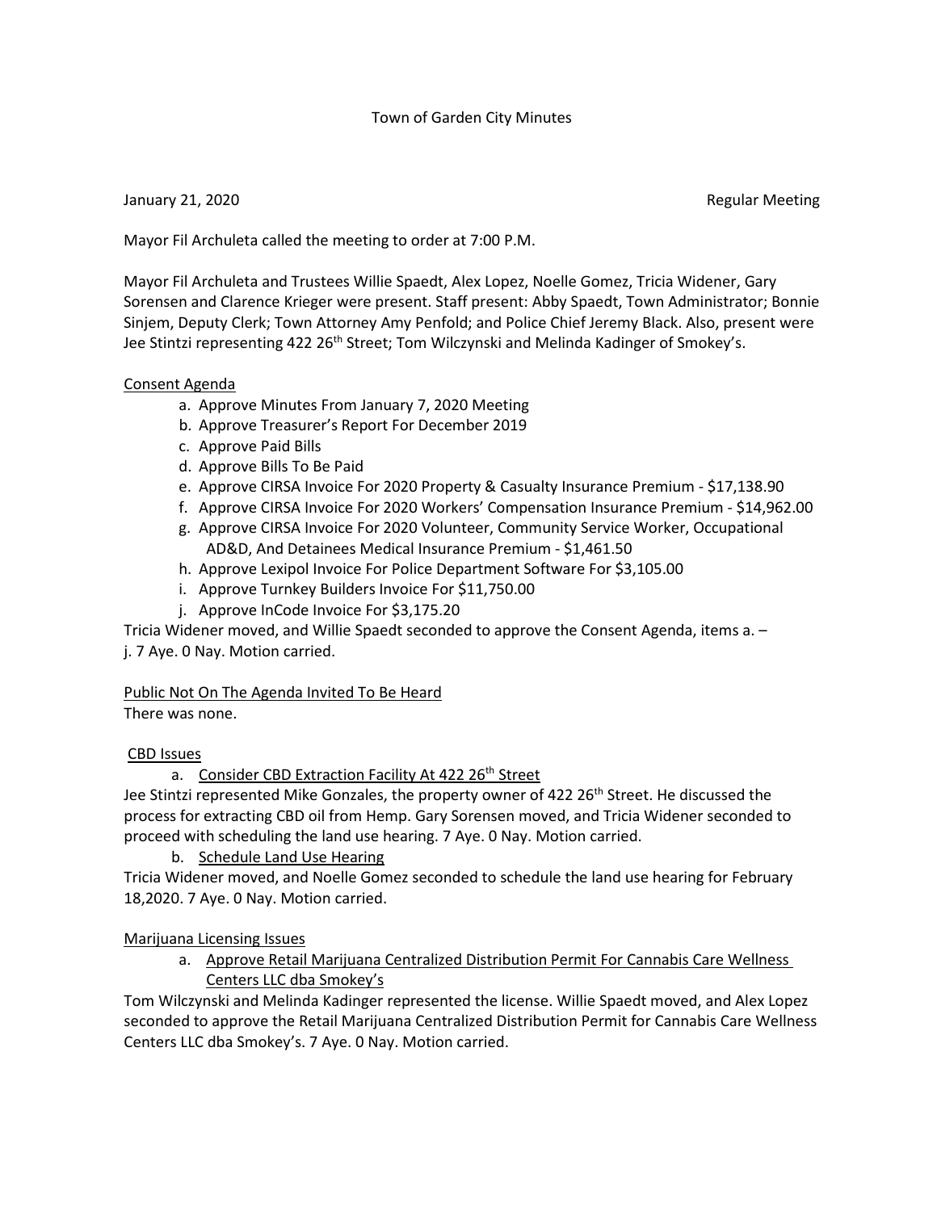Town of Garden City Minutes

January 21, 2020 Regular Meeting

Mayor Fil Archuleta called the meeting to order at 7:00 P.M.

Mayor Fil Archuleta and Trustees Willie Spaedt, Alex Lopez, Noelle Gomez, Tricia Widener, Gary Sorensen and Clarence Krieger were present. Staff present: Abby Spaedt, Town Administrator; Bonnie Sinjem, Deputy Clerk; Town Attorney Amy Penfold; and Police Chief Jeremy Black. Also, present were Jee Stintzi representing 422 26th Street; Tom Wilczynski and Melinda Kadinger of Smokey's.

<u>Consent Agenda</u>

a. Approve Minutes From January 7, 2020 Meeting
b. Approve Treasurer's Report For December 2019
c. Approve Paid Bills
d. Approve Bills To Be Paid
e. Approve CIRSA Invoice For 2020 Property & Casualty Insurance Premium - $17,138.90
f. Approve CIRSA Invoice For 2020 Workers' Compensation Insurance Premium - $14,962.00
g. Approve CIRSA Invoice For 2020 Volunteer, Community Service Worker, Occupational AD&D, And Detainees Medical Insurance Premium - $1,461.50
h. Approve Lexipol Invoice For Police Department Software For $3,105.00
i. Approve Turnkey Builders Invoice For $11,750.00
j. Approve InCode Invoice For $3,175.20

Tricia Widener moved, and Willie Spaedt seconded to approve the Consent Agenda, items a. – j. 7 Aye. 0 Nay. Motion carried.

<u>Public Not On The Agenda Invited To Be Heard</u>

There was none.

<u>CBD Issues</u>

a. <u>Consider CBD Extraction Facility At 422 26th Street</u>

Jee Stintzi represented Mike Gonzales, the property owner of 422 26th Street. He discussed the process for extracting CBD oil from Hemp. Gary Sorensen moved, and Tricia Widener seconded to proceed with scheduling the land use hearing. 7 Aye. 0 Nay. Motion carried.

b. <u>Schedule Land Use Hearing</u>

Tricia Widener moved, and Noelle Gomez seconded to schedule the land use hearing for February 18,2020. 7 Aye. 0 Nay. Motion carried.

<u>Marijuana Licensing Issues</u>

a. <u>Approve Retail Marijuana Centralized Distribution Permit For Cannabis Care Wellness Centers LLC dba Smokey's</u>

Tom Wilczynski and Melinda Kadinger represented the license. Willie Spaedt moved, and Alex Lopez seconded to approve the Retail Marijuana Centralized Distribution Permit for Cannabis Care Wellness Centers LLC dba Smokey's. 7 Aye. 0 Nay. Motion carried.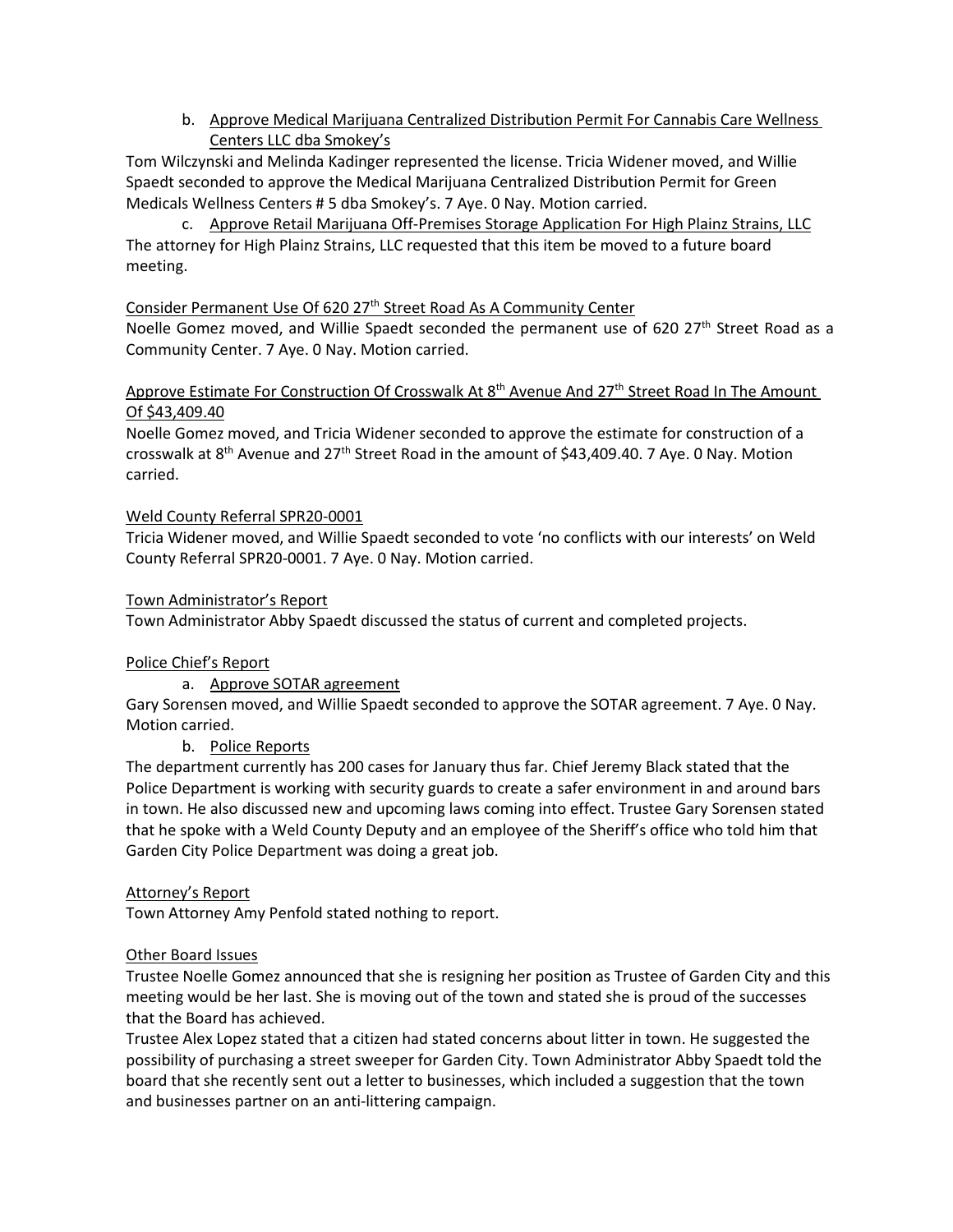b. Approve Medical Marijuana Centralized Distribution Permit For Cannabis Care Wellness Centers LLC dba Smokey's

Tom Wilczynski and Melinda Kadinger represented the license. Tricia Widener moved, and Willie Spaedt seconded to approve the Medical Marijuana Centralized Distribution Permit for Green Medicals Wellness Centers # 5 dba Smokey's. 7 Aye. 0 Nay. Motion carried.

c. Approve Retail Marijuana Off-Premises Storage Application For High Plainz Strains, LLC

The attorney for High Plainz Strains, LLC requested that this item be moved to a future board meeting.

Consider Permanent Use Of 620 27th Street Road As A Community Center

Noelle Gomez moved, and Willie Spaedt seconded the permanent use of 620 27th Street Road as a Community Center. 7 Aye. 0 Nay. Motion carried.

Approve Estimate For Construction Of Crosswalk At 8th Avenue And 27th Street Road In The Amount Of $43,409.40

Noelle Gomez moved, and Tricia Widener seconded to approve the estimate for construction of a crosswalk at 8th Avenue and 27th Street Road in the amount of $43,409.40. 7 Aye. 0 Nay. Motion carried.

Weld County Referral SPR20-0001

Tricia Widener moved, and Willie Spaedt seconded to vote 'no conflicts with our interests' on Weld County Referral SPR20-0001. 7 Aye. 0 Nay. Motion carried.

Town Administrator's Report

Town Administrator Abby Spaedt discussed the status of current and completed projects.

Police Chief's Report

a. Approve SOTAR agreement

Gary Sorensen moved, and Willie Spaedt seconded to approve the SOTAR agreement. 7 Aye. 0 Nay. Motion carried.

b. Police Reports

The department currently has 200 cases for January thus far. Chief Jeremy Black stated that the Police Department is working with security guards to create a safer environment in and around bars in town. He also discussed new and upcoming laws coming into effect. Trustee Gary Sorensen stated that he spoke with a Weld County Deputy and an employee of the Sheriff's office who told him that Garden City Police Department was doing a great job.

Attorney's Report

Town Attorney Amy Penfold stated nothing to report.

Other Board Issues

Trustee Noelle Gomez announced that she is resigning her position as Trustee of Garden City and this meeting would be her last. She is moving out of the town and stated she is proud of the successes that the Board has achieved.

Trustee Alex Lopez stated that a citizen had stated concerns about litter in town. He suggested the possibility of purchasing a street sweeper for Garden City. Town Administrator Abby Spaedt told the board that she recently sent out a letter to businesses, which included a suggestion that the town and businesses partner on an anti-littering campaign.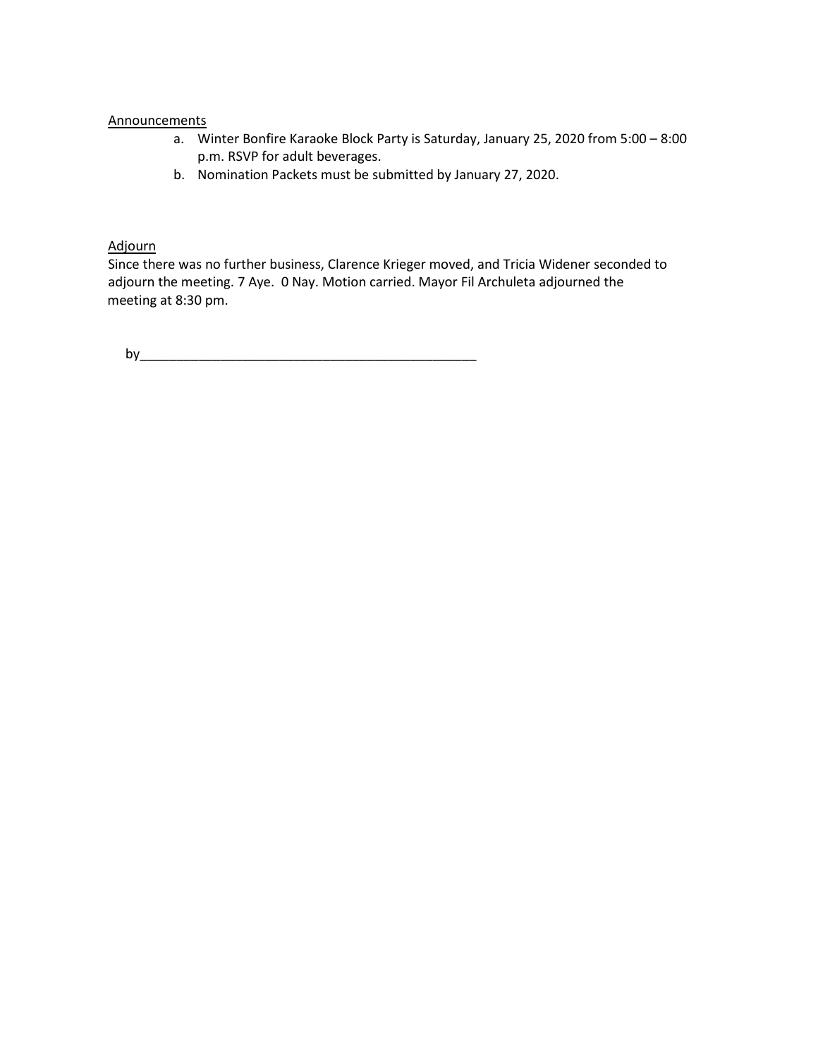Announcements

a. Winter Bonfire Karaoke Block Party is Saturday, January 25, 2020 from 5:00 – 8:00 p.m. RSVP for adult beverages.
b. Nomination Packets must be submitted by January 27, 2020.

Adjourn

Since there was no further business, Clarence Krieger moved, and Tricia Widener seconded to adjourn the meeting. 7 Aye. 0 Nay. Motion carried. Mayor Fil Archuleta adjourned the meeting at 8:30 pm.

by_______________________________________________